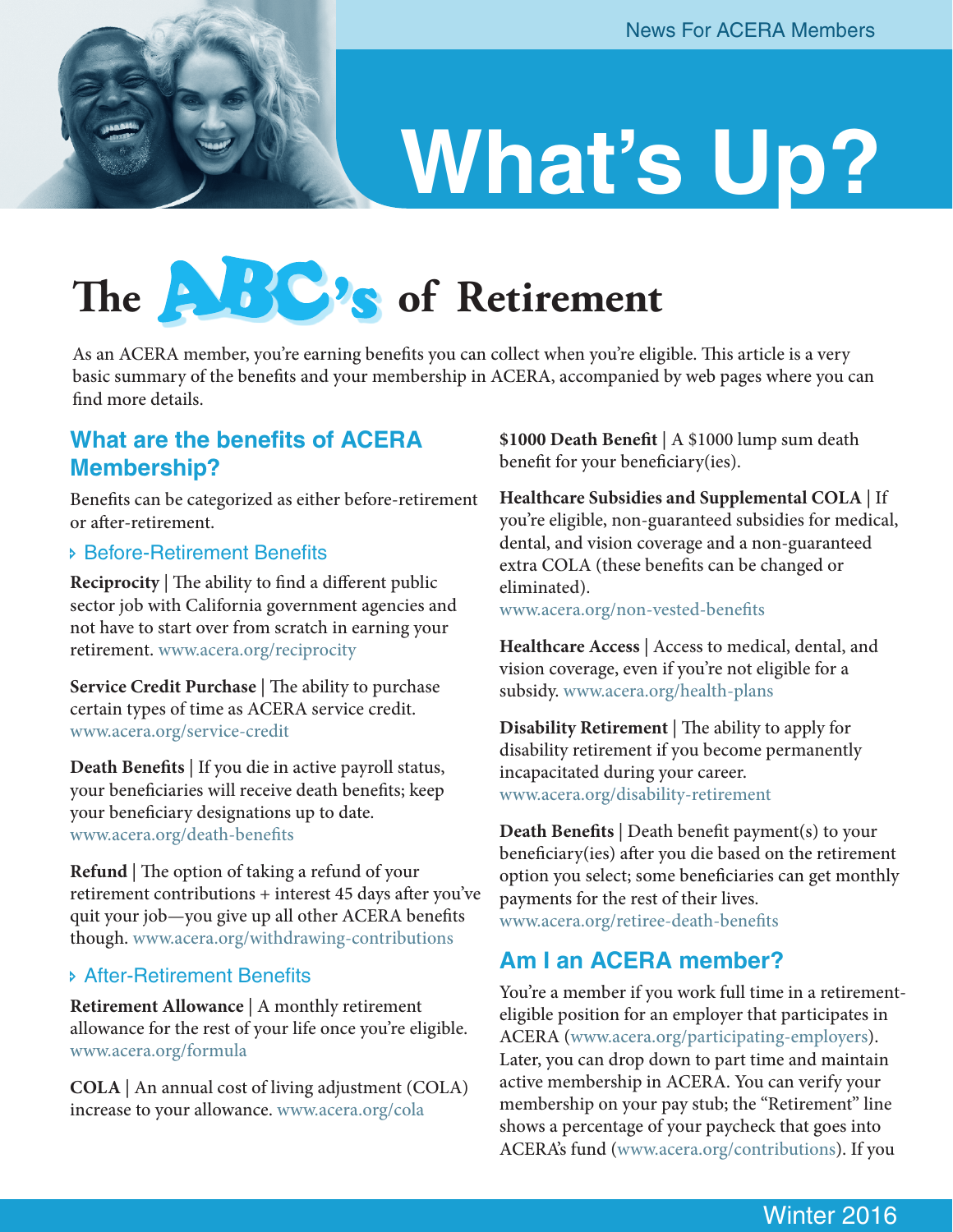News For ACERA Members

# What's Up?

## The ABC's of Retirement

As an ACERA member, you're earning benefits you can collect when you're eligible. This article is a very basic summary of the benefits and your membership in ACERA, accompanied by web pages where you can find more details.

### What are the benefits of ACERA Membership?

Benefits can be categorized as either before-retirement or after-retirement.

#### Before-Retirement Benefits

**Reciprocity** | The ability to find a different public sector job with California government agencies and not have to start over from scratch in earning your retirement. www.acera.org/reciprocity

**Service Credit Purchase** | The ability to purchase certain types of time as ACERA service credit. www.acera.org/service-credit

**Death Benefits** | If you die in active payroll status, your beneficiaries will receive death benefits; keep your beneficiary designations up to date. www.acera.org/death-benefits

**Refund** | The option of taking a refund of your retirement contributions + interest 45 days after you've quit your job—you give up all other ACERA benefits though. www.acera.org/withdrawing-contributions

#### After-Retirement Benefits

**Retirement Allowance** | A monthly retirement allowance for the rest of your life once you're eligible. www.acera.org/formula

**COLA** | An annual cost of living adjustment (COLA) increase to your allowance. www.acera.org/cola

**$1000 Death Benefit** | A $1000 lump sum death benefit for your beneficiary(ies).

**Healthcare Subsidies and Supplemental COLA** | If you're eligible, non-guaranteed subsidies for medical, dental, and vision coverage and a non-guaranteed extra COLA (these benefits can be changed or eliminated). www.acera.org/non-vested-benefits

**Healthcare Access** | Access to medical, dental, and vision coverage, even if you're not eligible for a subsidy. www.acera.org/health-plans

**Disability Retirement** | The ability to apply for disability retirement if you become permanently incapacitated during your career. www.acera.org/disability-retirement

**Death Benefits** | Death benefit payment(s) to your beneficiary(ies) after you die based on the retirement option you select; some beneficiaries can get monthly payments for the rest of their lives. www.acera.org/retiree-death-benefits

### Am I an ACERA member?

You're a member if you work full time in a retirement-eligible position for an employer that participates in ACERA (www.acera.org/participating-employers). Later, you can drop down to part time and maintain active membership in ACERA. You can verify your membership on your pay stub; the "Retirement" line shows a percentage of your paycheck that goes into ACERA's fund (www.acera.org/contributions). If you

Winter 2016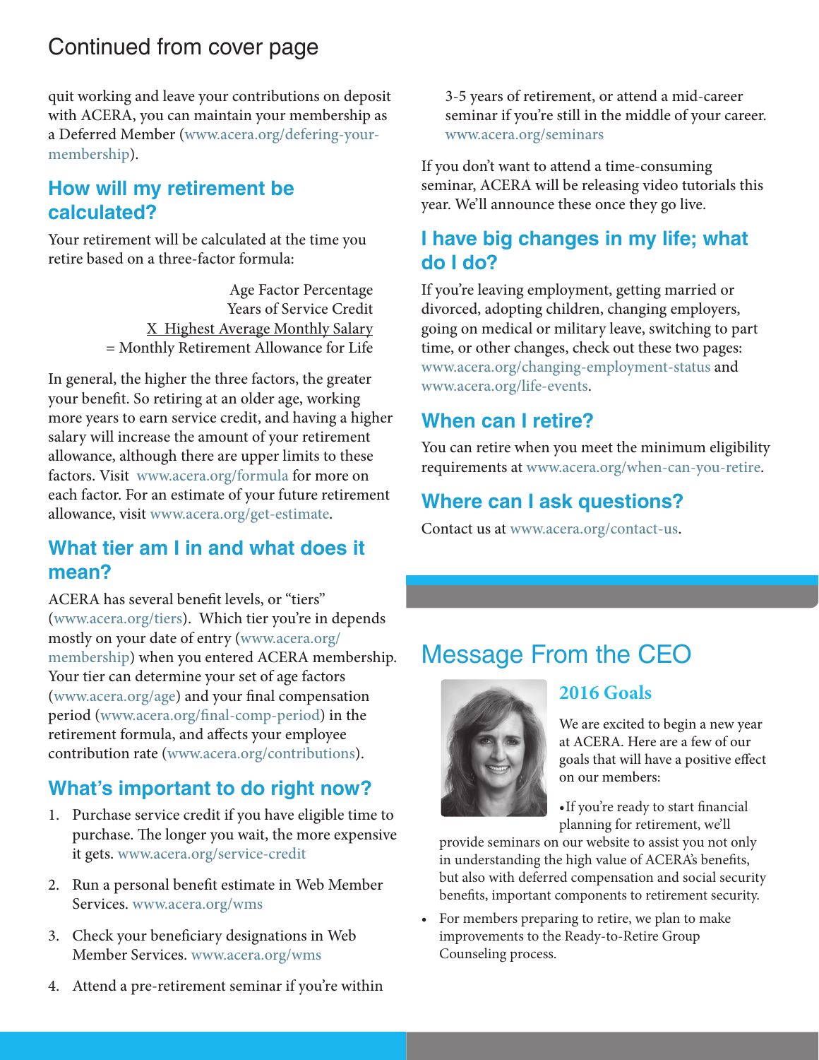## Continued from cover page

quit working and leave your contributions on deposit with ACERA, you can maintain your membership as a Deferred Member (www.acera.org/defering-your-membership).

### How will my retirement be calculated?

Your retirement will be calculated at the time you retire based on a three-factor formula:

Age Factor Percentage
Years of Service Credit
X Highest Average Monthly Salary
= Monthly Retirement Allowance for Life

In general, the higher the three factors, the greater your benefit. So retiring at an older age, working more years to earn service credit, and having a higher salary will increase the amount of your retirement allowance, although there are upper limits to these factors. Visit www.acera.org/formula for more on each factor. For an estimate of your future retirement allowance, visit www.acera.org/get-estimate.

### What tier am I in and what does it mean?

ACERA has several benefit levels, or "tiers" (www.acera.org/tiers). Which tier you're in depends mostly on your date of entry (www.acera.org/membership) when you entered ACERA membership. Your tier can determine your set of age factors (www.acera.org/age) and your final compensation period (www.acera.org/final-comp-period) in the retirement formula, and affects your employee contribution rate (www.acera.org/contributions).

### What's important to do right now?

1. Purchase service credit if you have eligible time to purchase. The longer you wait, the more expensive it gets. www.acera.org/service-credit
2. Run a personal benefit estimate in Web Member Services. www.acera.org/wms
3. Check your beneficiary designations in Web Member Services. www.acera.org/wms
4. Attend a pre-retirement seminar if you're within 3-5 years of retirement, or attend a mid-career seminar if you're still in the middle of your career. www.acera.org/seminars

If you don't want to attend a time-consuming seminar, ACERA will be releasing video tutorials this year. We'll announce these once they go live.

### I have big changes in my life; what do I do?

If you're leaving employment, getting married or divorced, adopting children, changing employers, going on medical or military leave, switching to part time, or other changes, check out these two pages: www.acera.org/changing-employment-status and www.acera.org/life-events.

### When can I retire?

You can retire when you meet the minimum eligibility requirements at www.acera.org/when-can-you-retire.

### Where can I ask questions?

Contact us at www.acera.org/contact-us.

## Message From the CEO

### 2016 Goals

We are excited to begin a new year at ACERA. Here are a few of our goals that will have a positive effect on our members:

- If you're ready to start financial planning for retirement, we'll provide seminars on our website to assist you not only in understanding the high value of ACERA's benefits, but also with deferred compensation and social security benefits, important components to retirement security.
- For members preparing to retire, we plan to make improvements to the Ready-to-Retire Group Counseling process.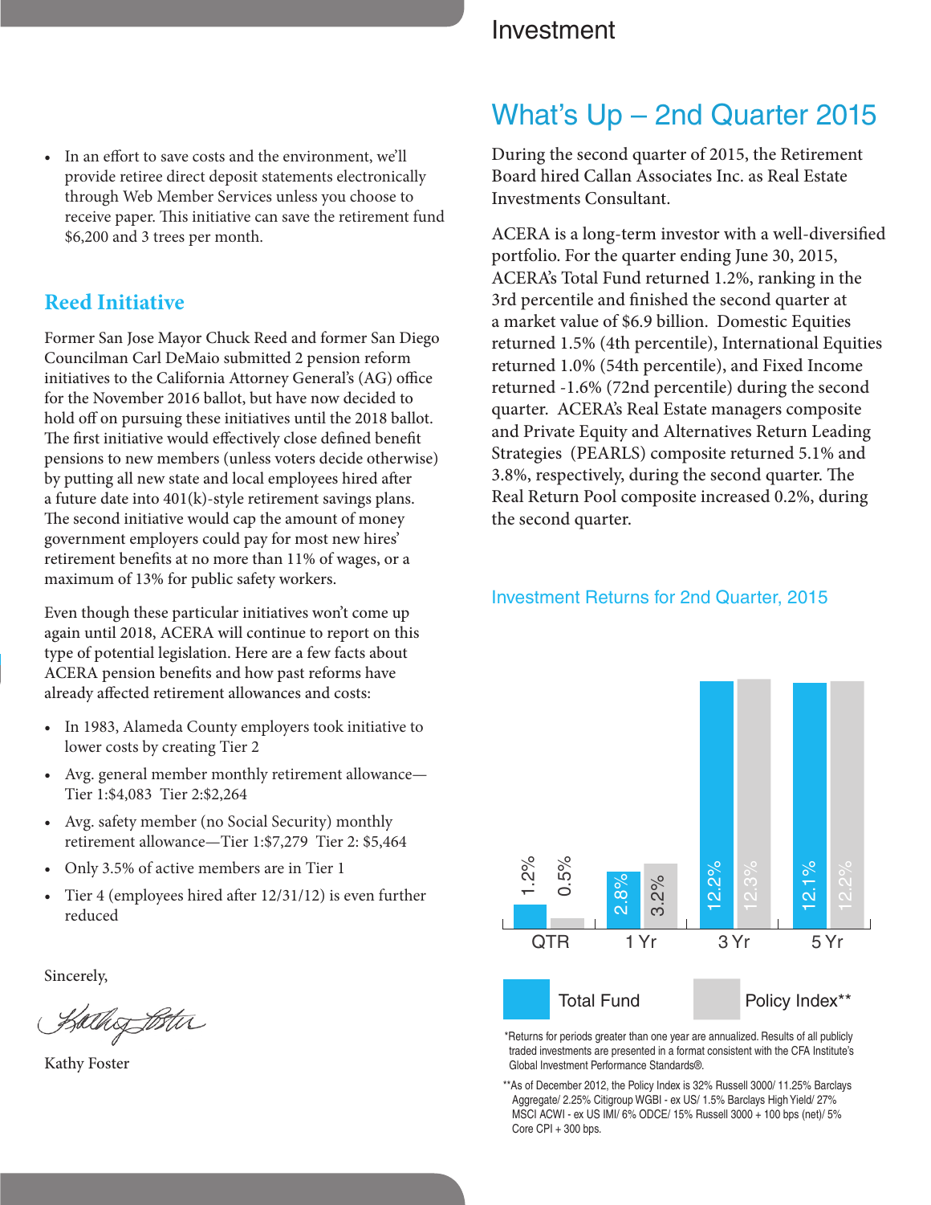- In an effort to save costs and the environment, we'll provide retiree direct deposit statements electronically through Web Member Services unless you choose to receive paper. This initiative can save the retirement fund $6,200 and 3 trees per month.

## Reed Initiative

Former San Jose Mayor Chuck Reed and former San Diego Councilman Carl DeMaio submitted 2 pension reform initiatives to the California Attorney General's (AG) office for the November 2016 ballot, but have now decided to hold off on pursuing these initiatives until the 2018 ballot. The first initiative would effectively close defined benefit pensions to new members (unless voters decide otherwise) by putting all new state and local employees hired after a future date into 401(k)-style retirement savings plans. The second initiative would cap the amount of money government employers could pay for most new hires' retirement benefits at no more than 11% of wages, or a maximum of 13% for public safety workers.

Even though these particular initiatives won't come up again until 2018, ACERA will continue to report on this type of potential legislation. Here are a few facts about ACERA pension benefits and how past reforms have already affected retirement allowances and costs:

- In 1983, Alameda County employers took initiative to lower costs by creating Tier 2
- Avg. general member monthly retirement allowance—Tier 1:$4,083 Tier 2:$2,264
- Avg. safety member (no Social Security) monthly retirement allowance—Tier 1:$7,279 Tier 2: $5,464
- Only 3.5% of active members are in Tier 1
- Tier 4 (employees hired after 12/31/12) is even further reduced

Sincerely,

Kathy Foster

# Investment

## What's Up – 2nd Quarter 2015

During the second quarter of 2015, the Retirement Board hired Callan Associates Inc. as Real Estate Investments Consultant.

ACERA is a long-term investor with a well-diversified portfolio. For the quarter ending June 30, 2015, ACERA's Total Fund returned 1.2%, ranking in the 3rd percentile and finished the second quarter at a market value of $6.9 billion. Domestic Equities returned 1.5% (4th percentile), International Equities returned 1.0% (54th percentile), and Fixed Income returned -1.6% (72nd percentile) during the second quarter. ACERA's Real Estate managers composite and Private Equity and Alternatives Return Leading Strategies (PEARLS) composite returned 5.1% and 3.8%, respectively, during the second quarter. The Real Return Pool composite increased 0.2%, during the second quarter.

### Investment Returns for 2nd Quarter, 2015

| | QTR | 1 Yr | 3 Yr | 5 Yr |
|---|---|---|---|---|
| Total Fund | 1.2% | 2.8% | 12.2% | 12.1% |
| Policy Index** | 0.5% | 3.2% | 12.3% | 12.2% |

*Returns for periods greater than one year are annualized. Results of all publicly traded investments are presented in a format consistent with the CFA Institute's Global Investment Performance Standards®.

**As of December 2012, the Policy Index is 32% Russell 3000/ 11.25% Barclays Aggregate/ 2.25% Citigroup WGBI - ex US/ 1.5% Barclays High Yield/ 27% MSCI ACWI - ex US IMI/ 6% ODCE/ 15% Russell 3000 + 100 bps (net)/ 5% Core CPI + 300 bps.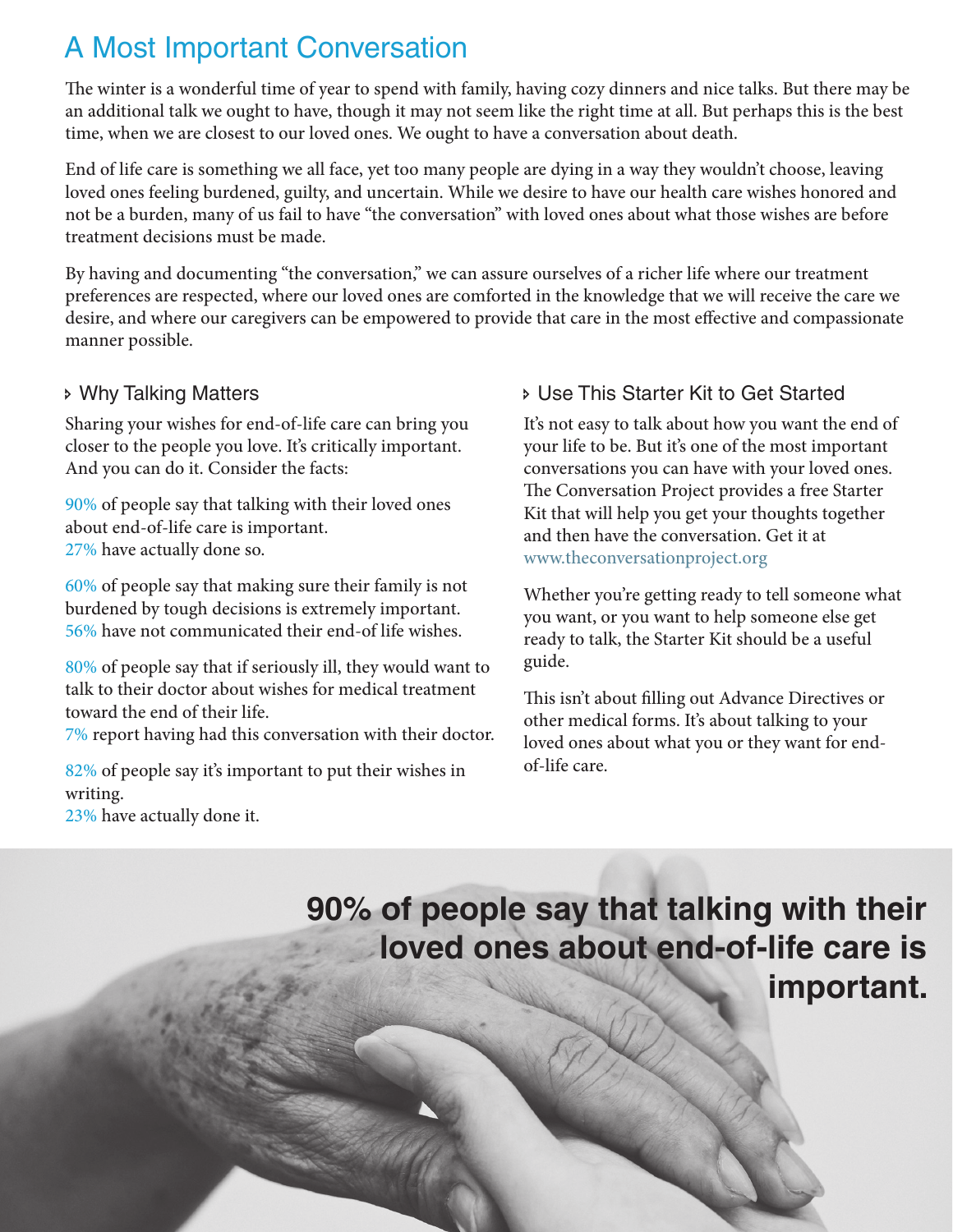# A Most Important Conversation

The winter is a wonderful time of year to spend with family, having cozy dinners and nice talks. But there may be an additional talk we ought to have, though it may not seem like the right time at all. But perhaps this is the best time, when we are closest to our loved ones. We ought to have a conversation about death.

End of life care is something we all face, yet too many people are dying in a way they wouldn't choose, leaving loved ones feeling burdened, guilty, and uncertain. While we desire to have our health care wishes honored and not be a burden, many of us fail to have "the conversation" with loved ones about what those wishes are before treatment decisions must be made.

By having and documenting "the conversation," we can assure ourselves of a richer life where our treatment preferences are respected, where our loved ones are comforted in the knowledge that we will receive the care we desire, and where our caregivers can be empowered to provide that care in the most effective and compassionate manner possible.

## Why Talking Matters

Sharing your wishes for end-of-life care can bring you closer to the people you love. It's critically important. And you can do it. Consider the facts:

90% of people say that talking with their loved ones about end-of-life care is important.
27% have actually done so.

60% of people say that making sure their family is not burdened by tough decisions is extremely important.
56% have not communicated their end-of life wishes.

80% of people say that if seriously ill, they would want to talk to their doctor about wishes for medical treatment toward the end of their life.
7% report having had this conversation with their doctor.

82% of people say it's important to put their wishes in writing.
23% have actually done it.

## Use This Starter Kit to Get Started

It's not easy to talk about how you want the end of your life to be. But it's one of the most important conversations you can have with your loved ones. The Conversation Project provides a free Starter Kit that will help you get your thoughts together and then have the conversation. Get it at www.theconversationproject.org

Whether you're getting ready to tell someone what you want, or you want to help someone else get ready to talk, the Starter Kit should be a useful guide.

This isn't about filling out Advance Directives or other medical forms. It's about talking to your loved ones about what you or they want for end-of-life care.

**90% of people say that talking with their loved ones about end-of-life care is important.**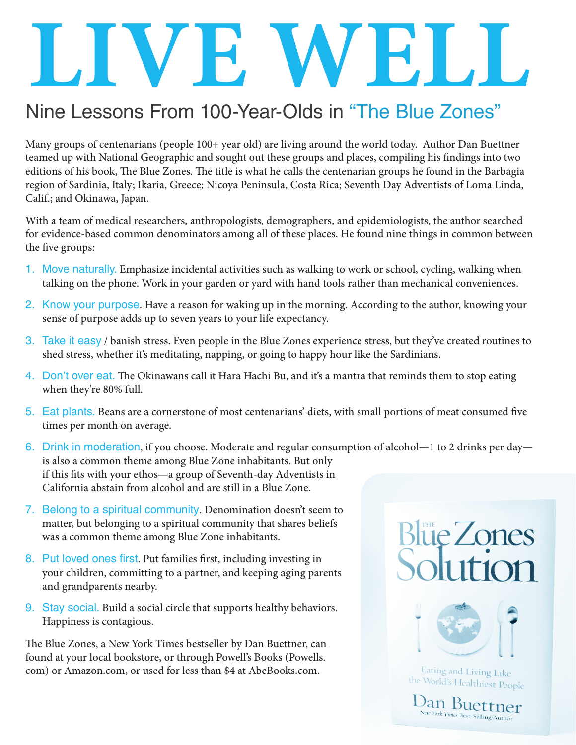# LIVE WELL

## Nine Lessons From 100-Year-Olds in "The Blue Zones"

Many groups of centenarians (people 100+ year old) are living around the world today. Author Dan Buettner teamed up with National Geographic and sought out these groups and places, compiling his findings into two editions of his book, The Blue Zones. The title is what he calls the centenarian groups he found in the Barbagia region of Sardinia, Italy; Ikaria, Greece; Nicoya Peninsula, Costa Rica; Seventh Day Adventists of Loma Linda, Calif.; and Okinawa, Japan.

With a team of medical researchers, anthropologists, demographers, and epidemiologists, the author searched for evidence-based common denominators among all of these places. He found nine things in common between the five groups:

1. Move naturally. Emphasize incidental activities such as walking to work or school, cycling, walking when talking on the phone. Work in your garden or yard with hand tools rather than mechanical conveniences.
2. Know your purpose. Have a reason for waking up in the morning. According to the author, knowing your sense of purpose adds up to seven years to your life expectancy.
3. Take it easy / banish stress. Even people in the Blue Zones experience stress, but they've created routines to shed stress, whether it's meditating, napping, or going to happy hour like the Sardinians.
4. Don't over eat. The Okinawans call it Hara Hachi Bu, and it's a mantra that reminds them to stop eating when they're 80% full.
5. Eat plants. Beans are a cornerstone of most centenarians' diets, with small portions of meat consumed five times per month on average.
6. Drink in moderation, if you choose. Moderate and regular consumption of alcohol—1 to 2 drinks per day—is also a common theme among Blue Zone inhabitants. But only if this fits with your ethos—a group of Seventh-day Adventists in California abstain from alcohol and are still in a Blue Zone.
7. Belong to a spiritual community. Denomination doesn't seem to matter, but belonging to a spiritual community that shares beliefs was a common theme among Blue Zone inhabitants.
8. Put loved ones first. Put families first, including investing in your children, committing to a partner, and keeping aging parents and grandparents nearby.
9. Stay social. Build a social circle that supports healthy behaviors. Happiness is contagious.

The Blue Zones, a New York Times bestseller by Dan Buettner, can found at your local bookstore, or through Powell's Books (Powells.com) or Amazon.com, or used for less than $4 at AbeBooks.com.

The Blue Zones Solution

Eating and Living Like the World's Healthiest People

Dan Buettner

New York Times Best-Selling Author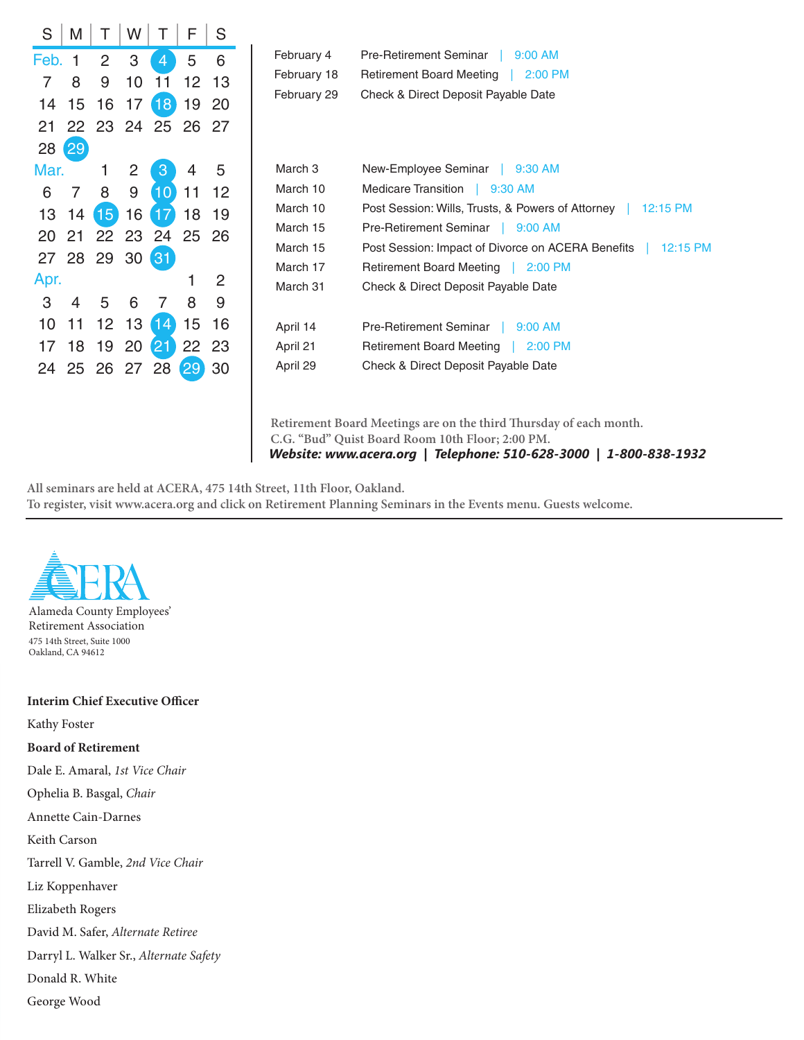| S | M | T | W | T | F | S |
|---|---|---|---|---|---|---|
| Feb. | 1 | 2 | 3 | 4 | 5 | 6 |
| 7 | 8 | 9 | 10 | 11 | 12 | 13 |
| 14 | 15 | 16 | 17 | 18 | 19 | 20 |
| 21 | 22 | 23 | 24 | 25 | 26 | 27 |
| 28 | 29 | | | | | |
| Mar. | | 1 | 2 | 3 | 4 | 5 |
| 6 | 7 | 8 | 9 | 10 | 11 | 12 |
| 13 | 14 | 15 | 16 | 17 | 18 | 19 |
| 20 | 21 | 22 | 23 | 24 | 25 | 26 |
| 27 | 28 | 29 | 30 | 31 | | |
| Apr. | | | | | 1 | 2 |
| 3 | 4 | 5 | 6 | 7 | 8 | 9 |
| 10 | 11 | 12 | 13 | 14 | 15 | 16 |
| 17 | 18 | 19 | 20 | 21 | 22 | 23 |
| 24 | 25 | 26 | 27 | 28 | 29 | 30 |

February 4 — Pre-Retirement Seminar | 9:00 AM
February 18 — Retirement Board Meeting | 2:00 PM
February 29 — Check & Direct Deposit Payable Date

March 3 — New-Employee Seminar | 9:30 AM
March 10 — Medicare Transition | 9:30 AM
March 10 — Post Session: Wills, Trusts, & Powers of Attorney | 12:15 PM
March 15 — Pre-Retirement Seminar | 9:00 AM
March 15 — Post Session: Impact of Divorce on ACERA Benefits | 12:15 PM
March 17 — Retirement Board Meeting | 2:00 PM
March 31 — Check & Direct Deposit Payable Date

April 14 — Pre-Retirement Seminar | 9:00 AM
April 21 — Retirement Board Meeting | 2:00 PM
April 29 — Check & Direct Deposit Payable Date

Retirement Board Meetings are on the third Thursday of each month.
C.G. "Bud" Quist Board Room 10th Floor; 2:00 PM.
***Website: www.acera.org | Telephone: 510-628-3000 | 1-800-838-1932***

All seminars are held at ACERA, 475 14th Street, 11th Floor, Oakland.
To register, visit www.acera.org and click on Retirement Planning Seminars in the Events menu. Guests welcome.

ACERA
Alameda County Employees' Retirement Association
475 14th Street, Suite 1000
Oakland, CA 94612

**Interim Chief Executive Officer**

Kathy Foster

**Board of Retirement**

Dale E. Amaral, *1st Vice Chair*

Ophelia B. Basgal, *Chair*

Annette Cain-Darnes

Keith Carson

Tarrell V. Gamble, *2nd Vice Chair*

Liz Koppenhaver

Elizabeth Rogers

David M. Safer, *Alternate Retiree*

Darryl L. Walker Sr., *Alternate Safety*

Donald R. White

George Wood